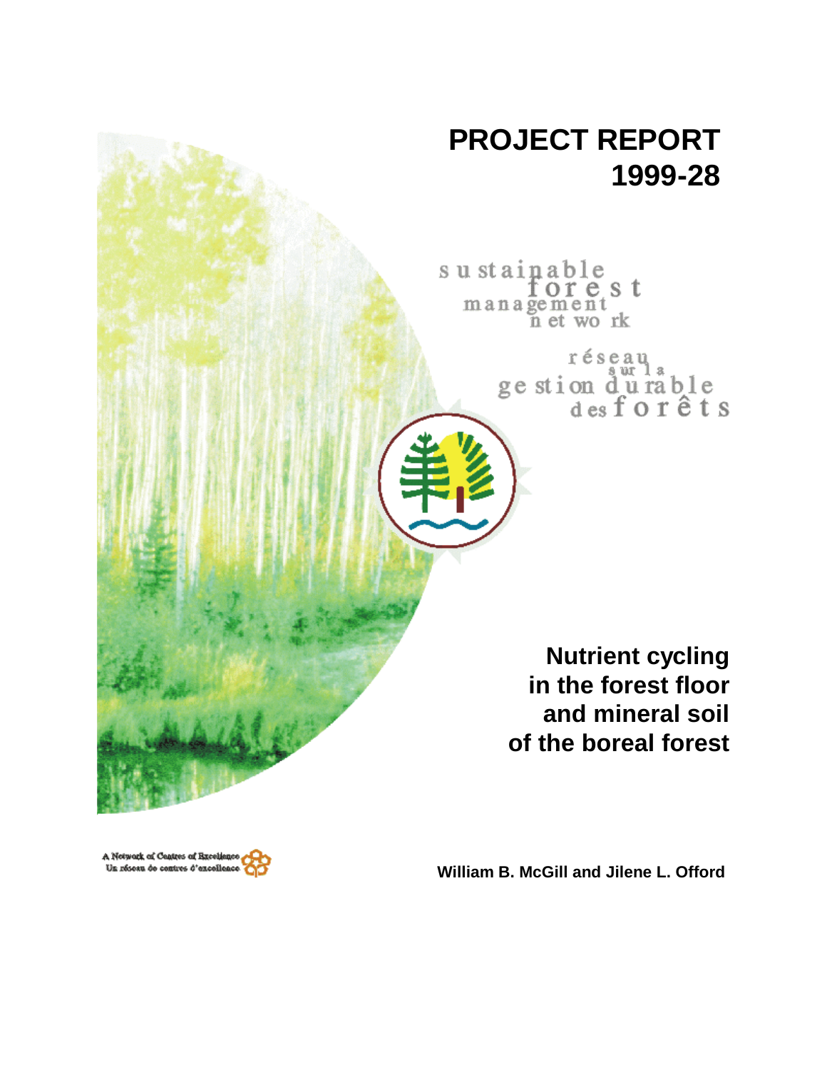# PROJECT REPORT 1999-28

sustainable forest management network

réseau sur la gestion durable des forêts

## Nutrient cycling in the forest floor and mineral soil of the boreal forest

A Network of Centres of Excellence
Un réseau de centres d'excellence

**William B. McGill and Jilene L. Offord**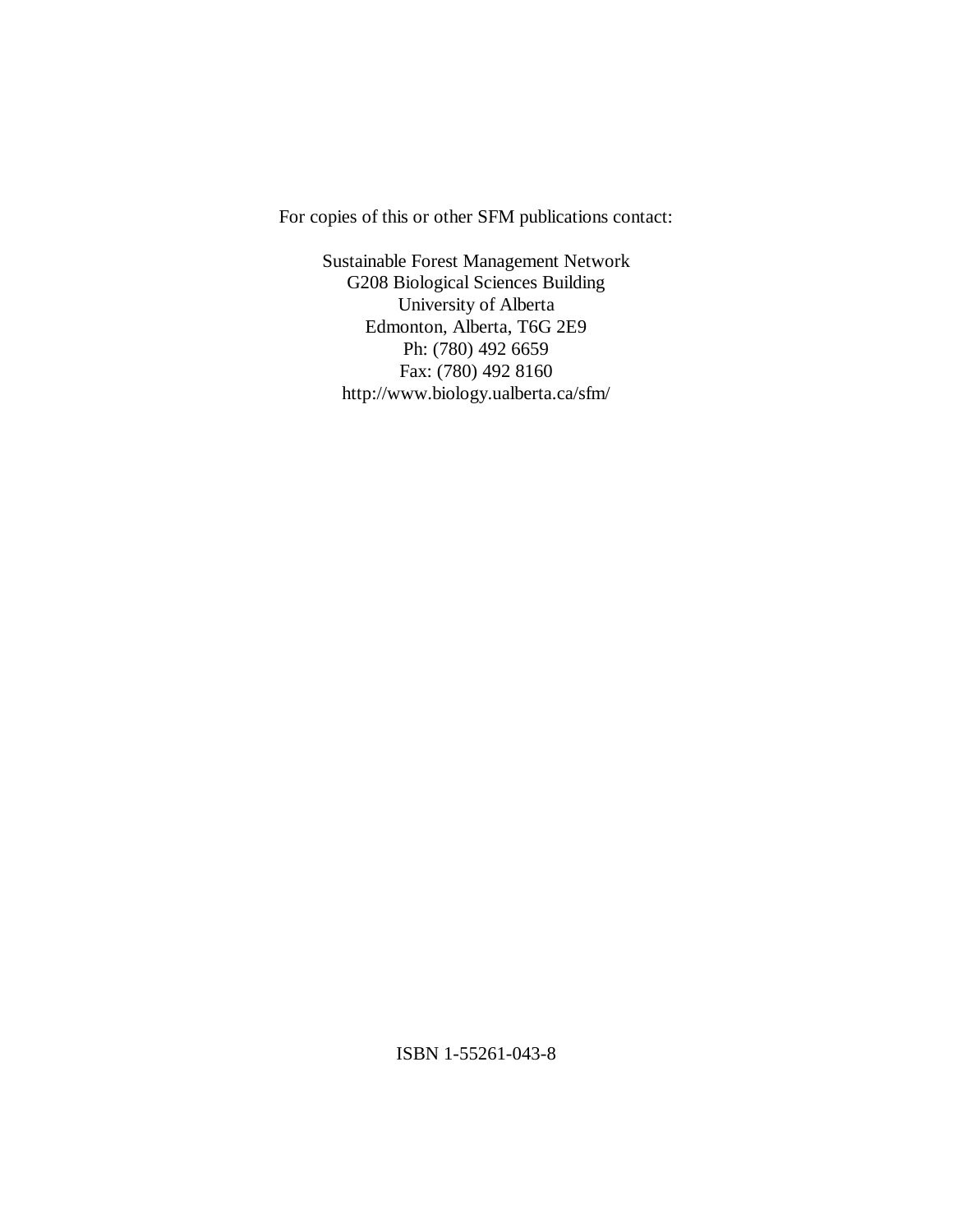For copies of this or other SFM publications contact:

Sustainable Forest Management Network
G208 Biological Sciences Building
University of Alberta
Edmonton, Alberta, T6G 2E9
Ph: (780) 492 6659
Fax: (780) 492 8160
http://www.biology.ualberta.ca/sfm/

ISBN 1-55261-043-8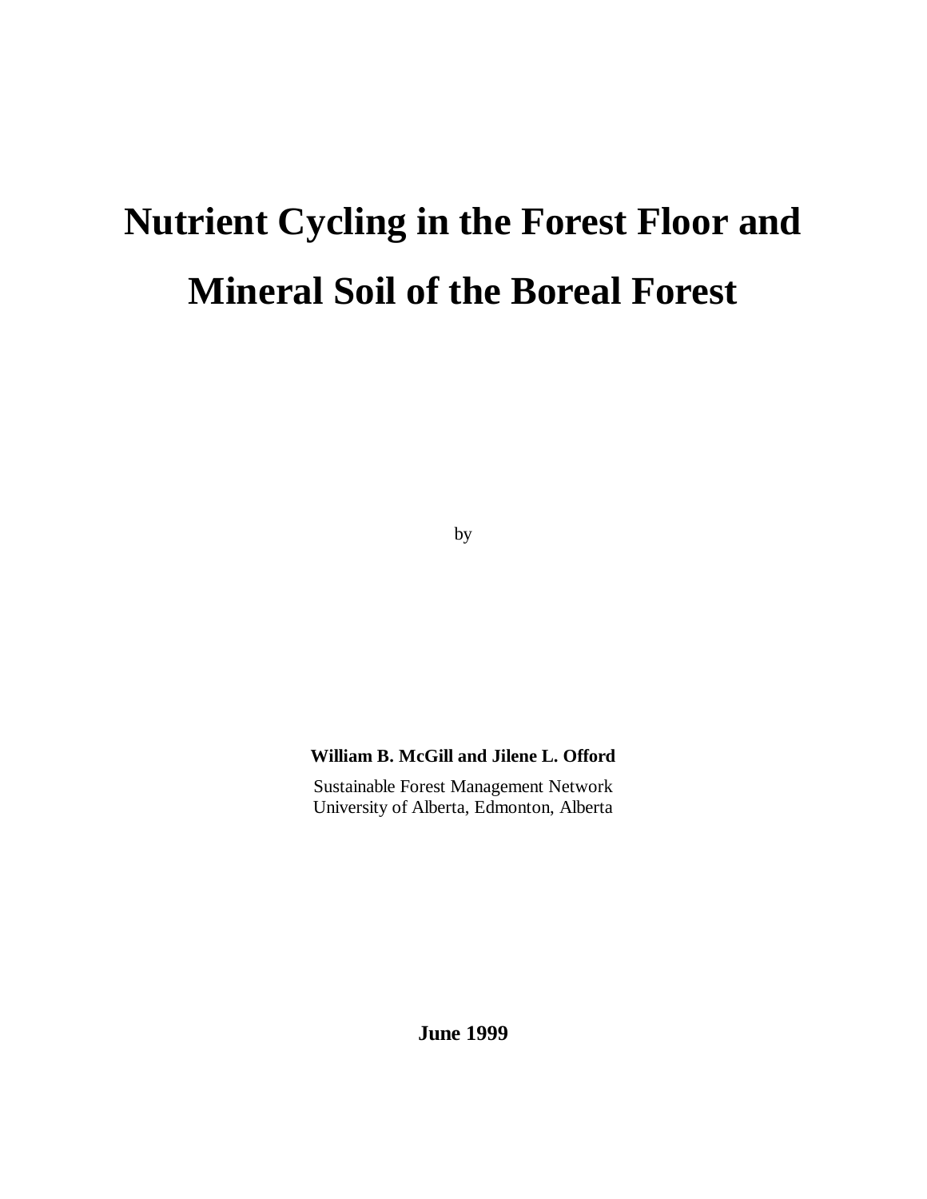# Nutrient Cycling in the Forest Floor and Mineral Soil of the Boreal Forest

by

**William B. McGill and Jilene L. Offord**

Sustainable Forest Management Network
University of Alberta, Edmonton, Alberta

**June 1999**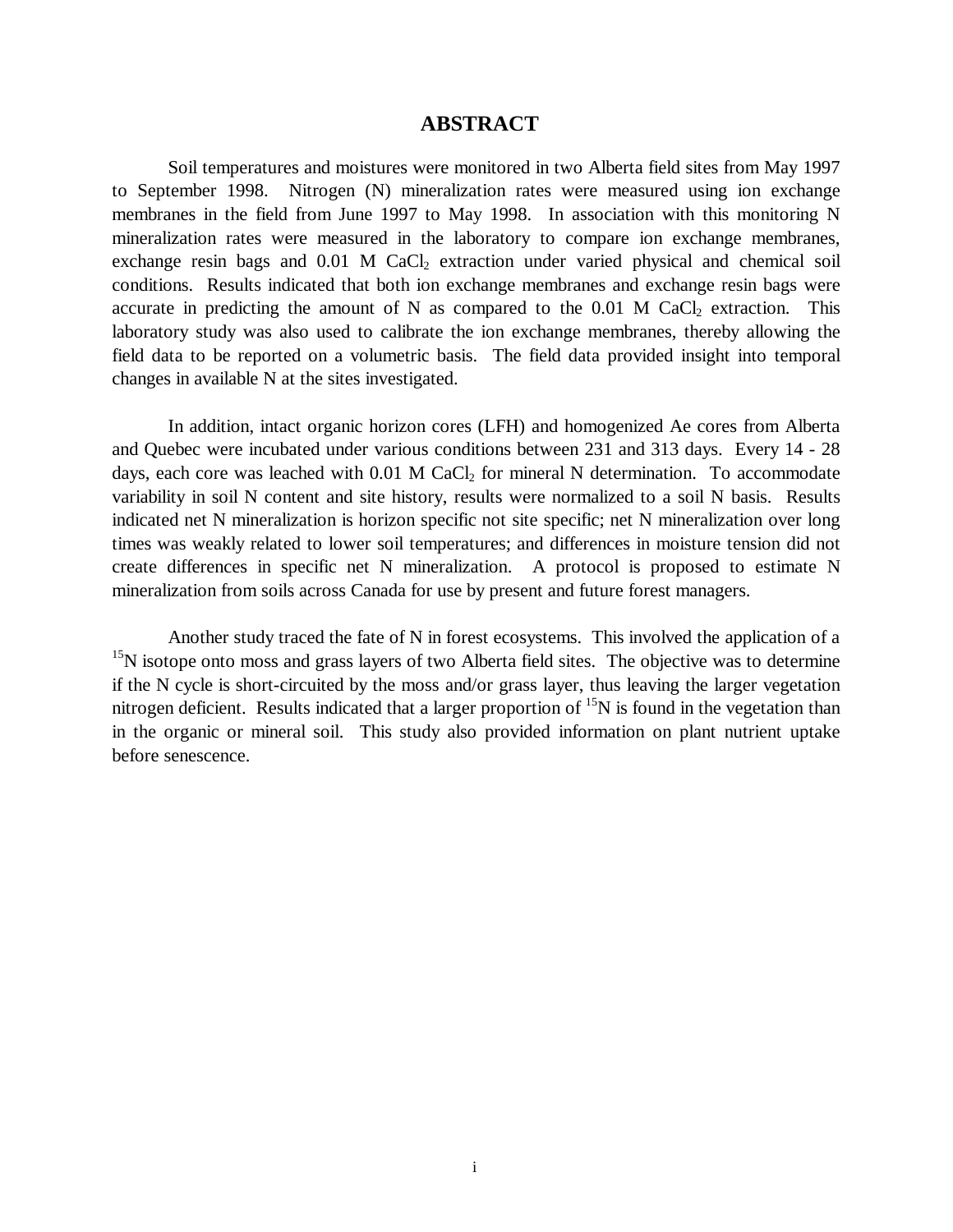# ABSTRACT

Soil temperatures and moistures were monitored in two Alberta field sites from May 1997 to September 1998. Nitrogen (N) mineralization rates were measured using ion exchange membranes in the field from June 1997 to May 1998. In association with this monitoring N mineralization rates were measured in the laboratory to compare ion exchange membranes, exchange resin bags and 0.01 M $CaCl_2$ extraction under varied physical and chemical soil conditions. Results indicated that both ion exchange membranes and exchange resin bags were accurate in predicting the amount of N as compared to the 0.01 M $CaCl_2$ extraction. This laboratory study was also used to calibrate the ion exchange membranes, thereby allowing the field data to be reported on a volumetric basis. The field data provided insight into temporal changes in available N at the sites investigated.

In addition, intact organic horizon cores (LFH) and homogenized Ae cores from Alberta and Quebec were incubated under various conditions between 231 and 313 days. Every 14 - 28 days, each core was leached with 0.01 M $CaCl_2$ for mineral N determination. To accommodate variability in soil N content and site history, results were normalized to a soil N basis. Results indicated net N mineralization is horizon specific not site specific; net N mineralization over long times was weakly related to lower soil temperatures; and differences in moisture tension did not create differences in specific net N mineralization. A protocol is proposed to estimate N mineralization from soils across Canada for use by present and future forest managers.

Another study traced the fate of N in forest ecosystems. This involved the application of a $^{15}N$ isotope onto moss and grass layers of two Alberta field sites. The objective was to determine if the N cycle is short-circuited by the moss and/or grass layer, thus leaving the larger vegetation nitrogen deficient. Results indicated that a larger proportion of $^{15}N$ is found in the vegetation than in the organic or mineral soil. This study also provided information on plant nutrient uptake before senescence.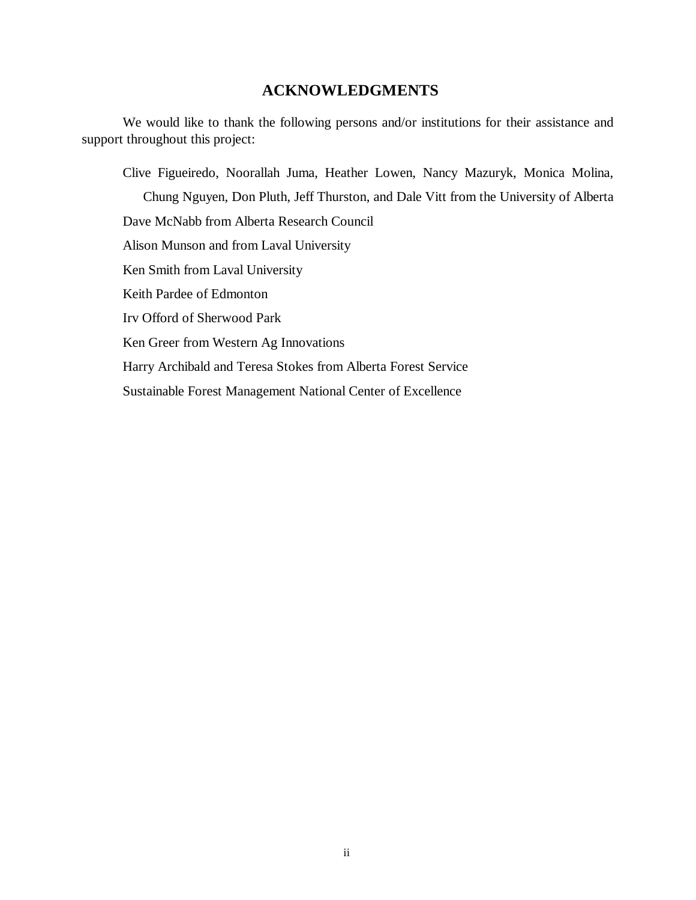## ACKNOWLEDGMENTS

We would like to thank the following persons and/or institutions for their assistance and support throughout this project:

Clive Figueiredo, Noorallah Juma, Heather Lowen, Nancy Mazuryk, Monica Molina, Chung Nguyen, Don Pluth, Jeff Thurston, and Dale Vitt from the University of Alberta

Dave McNabb from Alberta Research Council

Alison Munson and from Laval University

Ken Smith from Laval University

Keith Pardee of Edmonton

Irv Offord of Sherwood Park

Ken Greer from Western Ag Innovations

Harry Archibald and Teresa Stokes from Alberta Forest Service

Sustainable Forest Management National Center of Excellence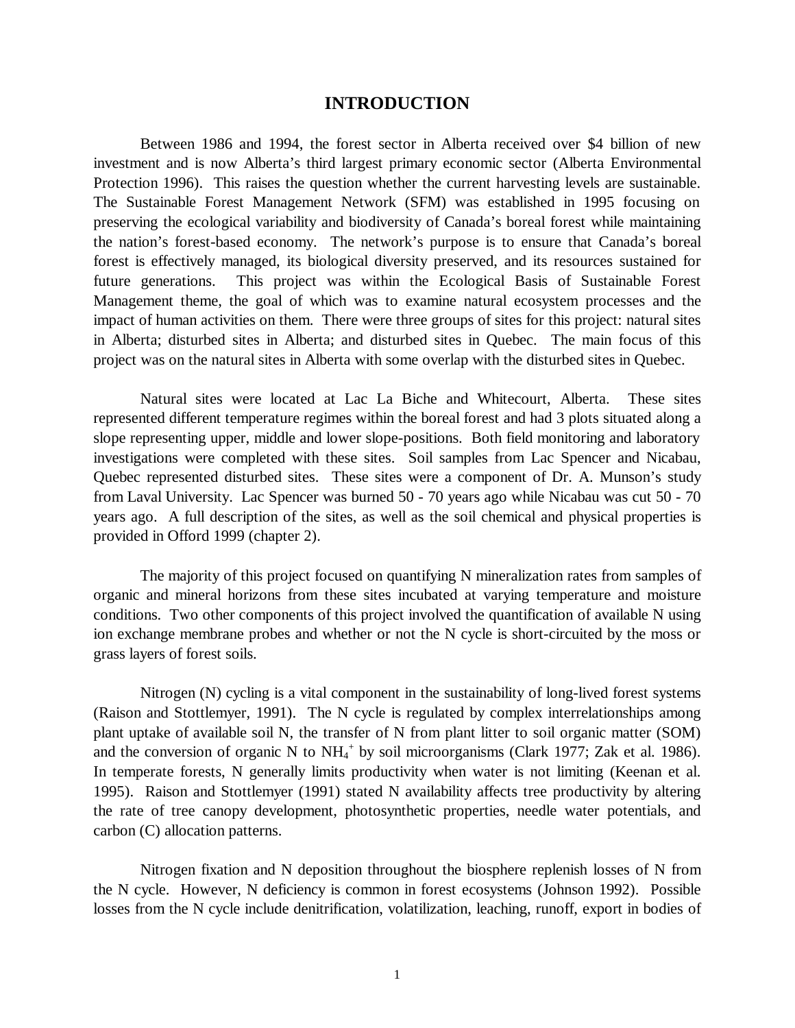# INTRODUCTION

Between 1986 and 1994, the forest sector in Alberta received over $4 billion of new investment and is now Alberta's third largest primary economic sector (Alberta Environmental Protection 1996). This raises the question whether the current harvesting levels are sustainable. The Sustainable Forest Management Network (SFM) was established in 1995 focusing on preserving the ecological variability and biodiversity of Canada's boreal forest while maintaining the nation's forest-based economy. The network's purpose is to ensure that Canada's boreal forest is effectively managed, its biological diversity preserved, and its resources sustained for future generations. This project was within the Ecological Basis of Sustainable Forest Management theme, the goal of which was to examine natural ecosystem processes and the impact of human activities on them. There were three groups of sites for this project: natural sites in Alberta; disturbed sites in Alberta; and disturbed sites in Quebec. The main focus of this project was on the natural sites in Alberta with some overlap with the disturbed sites in Quebec.

Natural sites were located at Lac La Biche and Whitecourt, Alberta. These sites represented different temperature regimes within the boreal forest and had 3 plots situated along a slope representing upper, middle and lower slope-positions. Both field monitoring and laboratory investigations were completed with these sites. Soil samples from Lac Spencer and Nicabau, Quebec represented disturbed sites. These sites were a component of Dr. A. Munson's study from Laval University. Lac Spencer was burned 50 - 70 years ago while Nicabau was cut 50 - 70 years ago. A full description of the sites, as well as the soil chemical and physical properties is provided in Offord 1999 (chapter 2).

The majority of this project focused on quantifying N mineralization rates from samples of organic and mineral horizons from these sites incubated at varying temperature and moisture conditions. Two other components of this project involved the quantification of available N using ion exchange membrane probes and whether or not the N cycle is short-circuited by the moss or grass layers of forest soils.

Nitrogen (N) cycling is a vital component in the sustainability of long-lived forest systems (Raison and Stottlemyer, 1991). The N cycle is regulated by complex interrelationships among plant uptake of available soil N, the transfer of N from plant litter to soil organic matter (SOM) and the conversion of organic N to $NH_4^+$ by soil microorganisms (Clark 1977; Zak et al. 1986). In temperate forests, N generally limits productivity when water is not limiting (Keenan et al. 1995). Raison and Stottlemyer (1991) stated N availability affects tree productivity by altering the rate of tree canopy development, photosynthetic properties, needle water potentials, and carbon (C) allocation patterns.

Nitrogen fixation and N deposition throughout the biosphere replenish losses of N from the N cycle. However, N deficiency is common in forest ecosystems (Johnson 1992). Possible losses from the N cycle include denitrification, volatilization, leaching, runoff, export in bodies of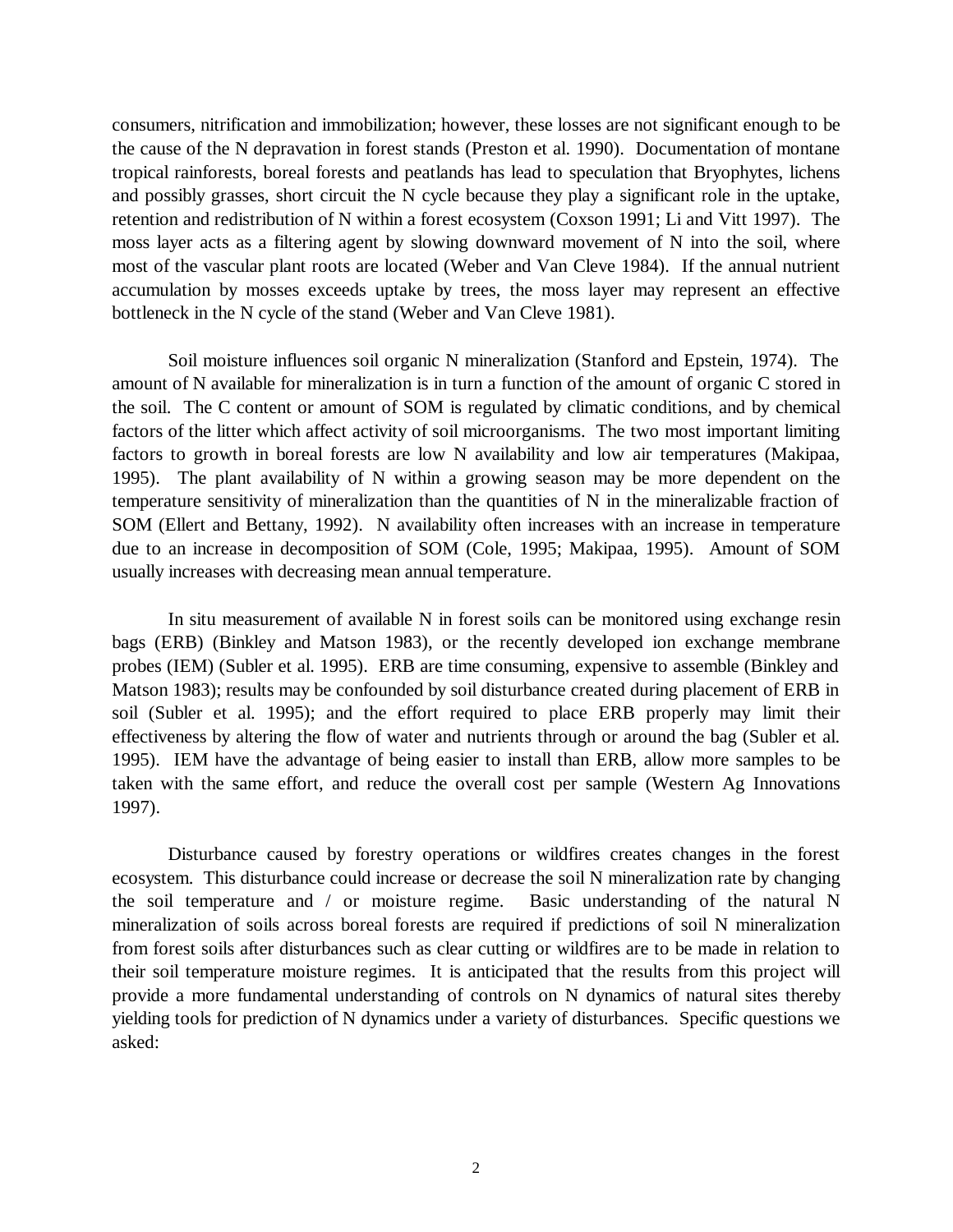consumers, nitrification and immobilization; however, these losses are not significant enough to be the cause of the N depravation in forest stands (Preston et al. 1990). Documentation of montane tropical rainforests, boreal forests and peatlands has lead to speculation that Bryophytes, lichens and possibly grasses, short circuit the N cycle because they play a significant role in the uptake, retention and redistribution of N within a forest ecosystem (Coxson 1991; Li and Vitt 1997). The moss layer acts as a filtering agent by slowing downward movement of N into the soil, where most of the vascular plant roots are located (Weber and Van Cleve 1984). If the annual nutrient accumulation by mosses exceeds uptake by trees, the moss layer may represent an effective bottleneck in the N cycle of the stand (Weber and Van Cleve 1981).

Soil moisture influences soil organic N mineralization (Stanford and Epstein, 1974). The amount of N available for mineralization is in turn a function of the amount of organic C stored in the soil. The C content or amount of SOM is regulated by climatic conditions, and by chemical factors of the litter which affect activity of soil microorganisms. The two most important limiting factors to growth in boreal forests are low N availability and low air temperatures (Makipaa, 1995). The plant availability of N within a growing season may be more dependent on the temperature sensitivity of mineralization than the quantities of N in the mineralizable fraction of SOM (Ellert and Bettany, 1992). N availability often increases with an increase in temperature due to an increase in decomposition of SOM (Cole, 1995; Makipaa, 1995). Amount of SOM usually increases with decreasing mean annual temperature.

In situ measurement of available N in forest soils can be monitored using exchange resin bags (ERB) (Binkley and Matson 1983), or the recently developed ion exchange membrane probes (IEM) (Subler et al. 1995). ERB are time consuming, expensive to assemble (Binkley and Matson 1983); results may be confounded by soil disturbance created during placement of ERB in soil (Subler et al. 1995); and the effort required to place ERB properly may limit their effectiveness by altering the flow of water and nutrients through or around the bag (Subler et al. 1995). IEM have the advantage of being easier to install than ERB, allow more samples to be taken with the same effort, and reduce the overall cost per sample (Western Ag Innovations 1997).

Disturbance caused by forestry operations or wildfires creates changes in the forest ecosystem. This disturbance could increase or decrease the soil N mineralization rate by changing the soil temperature and / or moisture regime. Basic understanding of the natural N mineralization of soils across boreal forests are required if predictions of soil N mineralization from forest soils after disturbances such as clear cutting or wildfires are to be made in relation to their soil temperature moisture regimes. It is anticipated that the results from this project will provide a more fundamental understanding of controls on N dynamics of natural sites thereby yielding tools for prediction of N dynamics under a variety of disturbances. Specific questions we asked: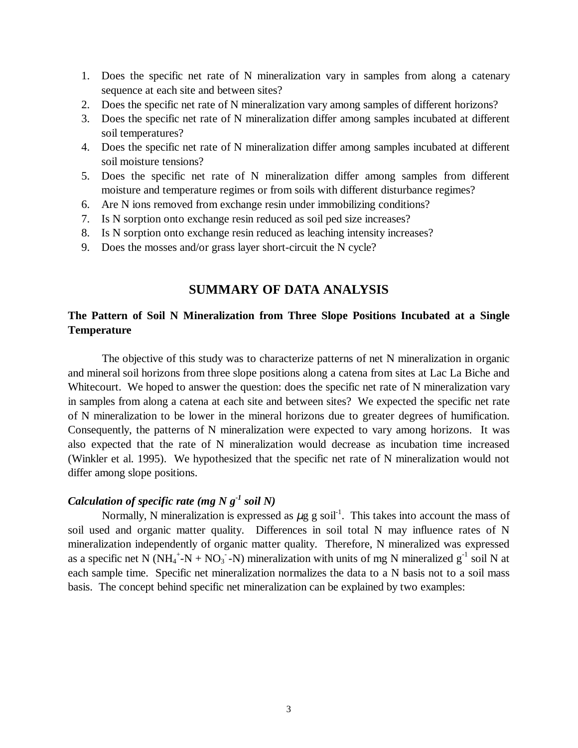1. Does the specific net rate of N mineralization vary in samples from along a catenary sequence at each site and between sites?
2. Does the specific net rate of N mineralization vary among samples of different horizons?
3. Does the specific net rate of N mineralization differ among samples incubated at different soil temperatures?
4. Does the specific net rate of N mineralization differ among samples incubated at different soil moisture tensions?
5. Does the specific net rate of N mineralization differ among samples from different moisture and temperature regimes or from soils with different disturbance regimes?
6. Are N ions removed from exchange resin under immobilizing conditions?
7. Is N sorption onto exchange resin reduced as soil ped size increases?
8. Is N sorption onto exchange resin reduced as leaching intensity increases?
9. Does the mosses and/or grass layer short-circuit the N cycle?

## SUMMARY OF DATA ANALYSIS

### The Pattern of Soil N Mineralization from Three Slope Positions Incubated at a Single Temperature

The objective of this study was to characterize patterns of net N mineralization in organic and mineral soil horizons from three slope positions along a catena from sites at Lac La Biche and Whitecourt. We hoped to answer the question: does the specific net rate of N mineralization vary in samples from along a catena at each site and between sites? We expected the specific net rate of N mineralization to be lower in the mineral horizons due to greater degrees of humification. Consequently, the patterns of N mineralization were expected to vary among horizons. It was also expected that the rate of N mineralization would decrease as incubation time increased (Winkler et al. 1995). We hypothesized that the specific net rate of N mineralization would not differ among slope positions.

#### *Calculation of specific rate (mg N $g^{-1}$ soil N)*

Normally, N mineralization is expressed as $\mu$g g soil$^{-1}$. This takes into account the mass of soil used and organic matter quality. Differences in soil total N may influence rates of N mineralization independently of organic matter quality. Therefore, N mineralized was expressed as a specific net N ($NH_4^+$-N + $NO_3^-$-N) mineralization with units of mg N mineralized $g^{-1}$ soil N at each sample time. Specific net mineralization normalizes the data to a N basis not to a soil mass basis. The concept behind specific net mineralization can be explained by two examples: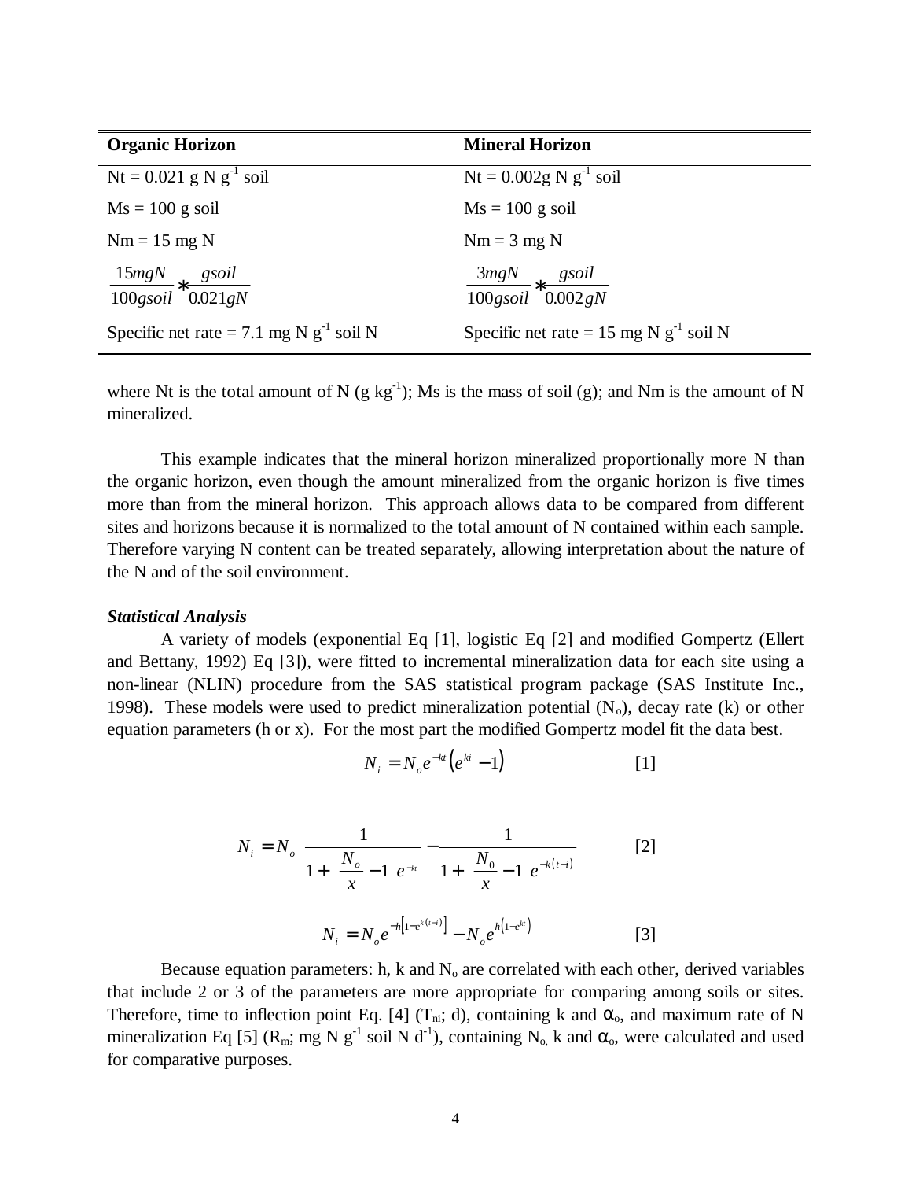| Organic Horizon | Mineral Horizon |
|---|---|
| Nt = 0.021 g N $g^{-1}$ soil | Nt = 0.002g N $g^{-1}$ soil |
| Ms = 100 g soil | Ms = 100 g soil |
| Nm = 15 mg N | Nm = 3 mg N |
| $\frac{15mgN}{100gsoil} * \frac{gsoil}{0.021gN}$ | $\frac{3mgN}{100gsoil} * \frac{gsoil}{0.002gN}$ |
| Specific net rate = 7.1 mg N $g^{-1}$ soil N | Specific net rate = 15 mg N $g^{-1}$ soil N |

where Nt is the total amount of N (g $kg^{-1}$); Ms is the mass of soil (g); and Nm is the amount of N mineralized.

This example indicates that the mineral horizon mineralized proportionally more N than the organic horizon, even though the amount mineralized from the organic horizon is five times more than from the mineral horizon. This approach allows data to be compared from different sites and horizons because it is normalized to the total amount of N contained within each sample. Therefore varying N content can be treated separately, allowing interpretation about the nature of the N and of the soil environment.

***Statistical Analysis***

A variety of models (exponential Eq [1], logistic Eq [2] and modified Gompertz (Ellert and Bettany, 1992) Eq [3]), were fitted to incremental mineralization data for each site using a non-linear (NLIN) procedure from the SAS statistical program package (SAS Institute Inc., 1998). These models were used to predict mineralization potential ($N_o$), decay rate (k) or other equation parameters (h or x). For the most part the modified Gompertz model fit the data best.

$$N_i = N_o e^{-kt}\left(e^{ki} - 1\right) \qquad [1]$$

$$N_i = N_o \left[\frac{1}{1 + \left(\frac{N_o}{x} - 1\right) e^{-kt}} - \frac{1}{1 + \left(\frac{N_0}{x} - 1\right) e^{-k(t-i)}}\right] \qquad [2]$$

$$N_i = N_o e^{-h\left[1-e^{k(t-i)}\right]} - N_o e^{h\left(1-e^{kt}\right)} \qquad [3]$$

Because equation parameters: h, k and $N_o$ are correlated with each other, derived variables that include 2 or 3 of the parameters are more appropriate for comparing among soils or sites. Therefore, time to inflection point Eq. [4] ($T_{ni}$; d), containing k and $\alpha_o$, and maximum rate of N mineralization Eq [5] ($R_m$; mg N $g^{-1}$ soil N $d^{-1}$), containing $N_o$, k and $\alpha_o$, were calculated and used for comparative purposes.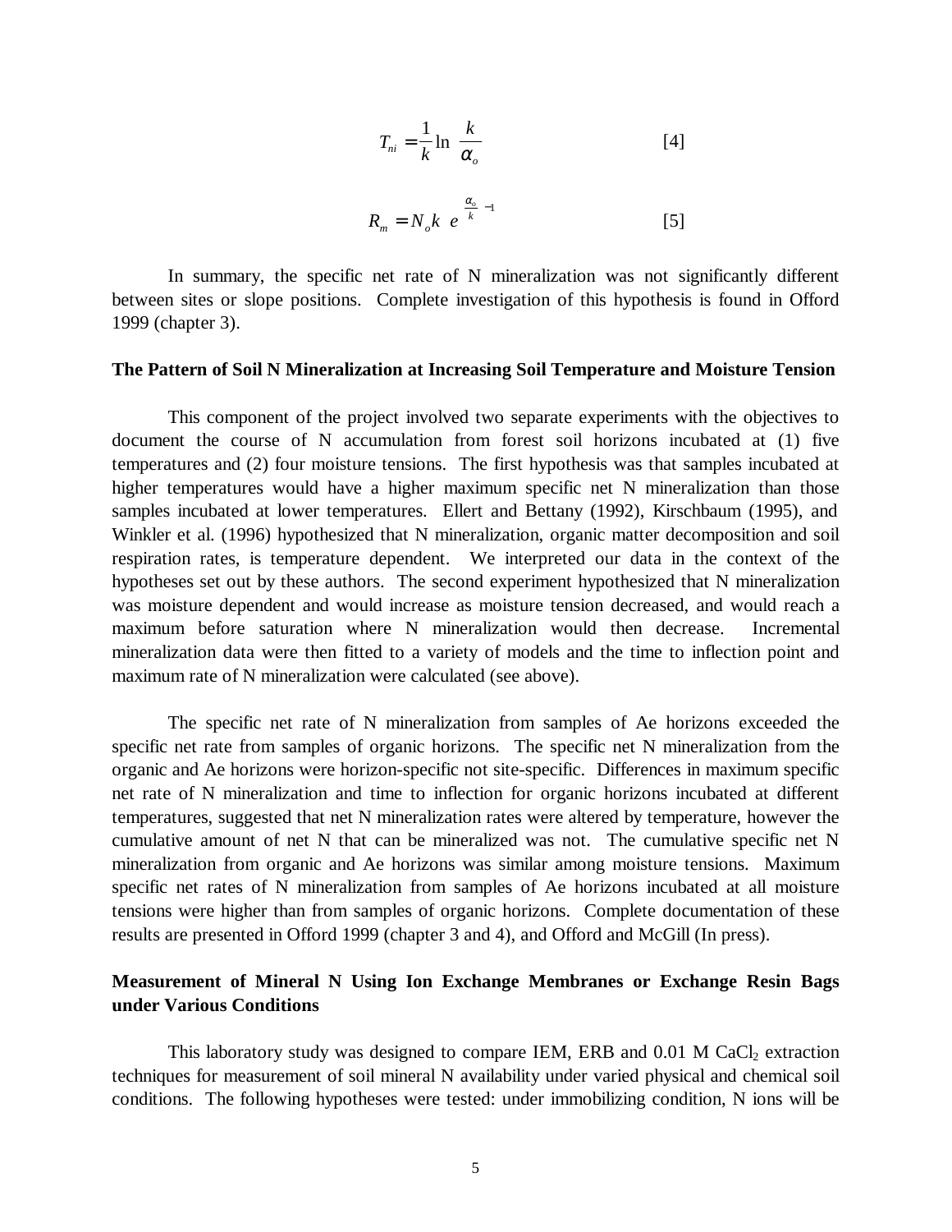$$T_{ni} = \frac{1}{k} \ln \frac{k}{\alpha_o} \qquad [4]$$

$$R_m = N_o k \; e^{\frac{\alpha_o}{k} - 1} \qquad [5]$$

In summary, the specific net rate of N mineralization was not significantly different between sites or slope positions. Complete investigation of this hypothesis is found in Offord 1999 (chapter 3).

**The Pattern of Soil N Mineralization at Increasing Soil Temperature and Moisture Tension**

This component of the project involved two separate experiments with the objectives to document the course of N accumulation from forest soil horizons incubated at (1) five temperatures and (2) four moisture tensions. The first hypothesis was that samples incubated at higher temperatures would have a higher maximum specific net N mineralization than those samples incubated at lower temperatures. Ellert and Bettany (1992), Kirschbaum (1995), and Winkler et al. (1996) hypothesized that N mineralization, organic matter decomposition and soil respiration rates, is temperature dependent. We interpreted our data in the context of the hypotheses set out by these authors. The second experiment hypothesized that N mineralization was moisture dependent and would increase as moisture tension decreased, and would reach a maximum before saturation where N mineralization would then decrease. Incremental mineralization data were then fitted to a variety of models and the time to inflection point and maximum rate of N mineralization were calculated (see above).

The specific net rate of N mineralization from samples of Ae horizons exceeded the specific net rate from samples of organic horizons. The specific net N mineralization from the organic and Ae horizons were horizon-specific not site-specific. Differences in maximum specific net rate of N mineralization and time to inflection for organic horizons incubated at different temperatures, suggested that net N mineralization rates were altered by temperature, however the cumulative amount of net N that can be mineralized was not. The cumulative specific net N mineralization from organic and Ae horizons was similar among moisture tensions. Maximum specific net rates of N mineralization from samples of Ae horizons incubated at all moisture tensions were higher than from samples of organic horizons. Complete documentation of these results are presented in Offord 1999 (chapter 3 and 4), and Offord and McGill (In press).

**Measurement of Mineral N Using Ion Exchange Membranes or Exchange Resin Bags under Various Conditions**

This laboratory study was designed to compare IEM, ERB and 0.01 M $CaCl_2$ extraction techniques for measurement of soil mineral N availability under varied physical and chemical soil conditions. The following hypotheses were tested: under immobilizing condition, N ions will be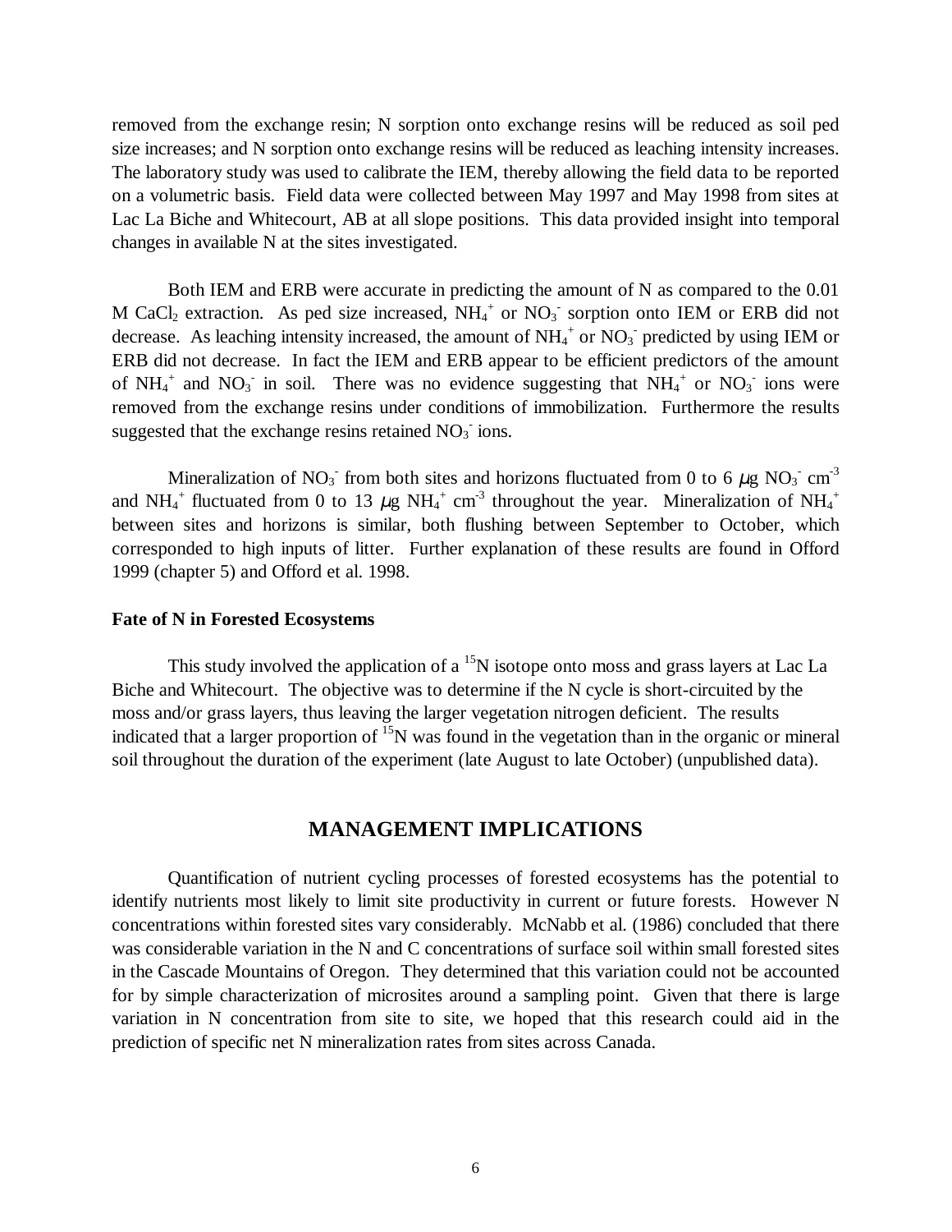removed from the exchange resin; N sorption onto exchange resins will be reduced as soil ped size increases; and N sorption onto exchange resins will be reduced as leaching intensity increases. The laboratory study was used to calibrate the IEM, thereby allowing the field data to be reported on a volumetric basis. Field data were collected between May 1997 and May 1998 from sites at Lac La Biche and Whitecourt, AB at all slope positions. This data provided insight into temporal changes in available N at the sites investigated.

Both IEM and ERB were accurate in predicting the amount of N as compared to the 0.01 M $CaCl_2$ extraction. As ped size increased, $NH_4^+$ or $NO_3^-$ sorption onto IEM or ERB did not decrease. As leaching intensity increased, the amount of $NH_4^+$ or $NO_3^-$ predicted by using IEM or ERB did not decrease. In fact the IEM and ERB appear to be efficient predictors of the amount of $NH_4^+$ and $NO_3^-$ in soil. There was no evidence suggesting that $NH_4^+$ or $NO_3^-$ ions were removed from the exchange resins under conditions of immobilization. Furthermore the results suggested that the exchange resins retained $NO_3^-$ ions.

Mineralization of $NO_3^-$ from both sites and horizons fluctuated from 0 to 6 $\mu$g $NO_3^-$ $cm^{-3}$ and $NH_4^+$ fluctuated from 0 to 13 $\mu$g $NH_4^+$ $cm^{-3}$ throughout the year. Mineralization of $NH_4^+$ between sites and horizons is similar, both flushing between September to October, which corresponded to high inputs of litter. Further explanation of these results are found in Offord 1999 (chapter 5) and Offord et al. 1998.

**Fate of N in Forested Ecosystems**

This study involved the application of a $^{15}N$ isotope onto moss and grass layers at Lac La Biche and Whitecourt. The objective was to determine if the N cycle is short-circuited by the moss and/or grass layers, thus leaving the larger vegetation nitrogen deficient. The results indicated that a larger proportion of $^{15}N$ was found in the vegetation than in the organic or mineral soil throughout the duration of the experiment (late August to late October) (unpublished data).

## MANAGEMENT IMPLICATIONS

Quantification of nutrient cycling processes of forested ecosystems has the potential to identify nutrients most likely to limit site productivity in current or future forests. However N concentrations within forested sites vary considerably. McNabb et al. (1986) concluded that there was considerable variation in the N and C concentrations of surface soil within small forested sites in the Cascade Mountains of Oregon. They determined that this variation could not be accounted for by simple characterization of microsites around a sampling point. Given that there is large variation in N concentration from site to site, we hoped that this research could aid in the prediction of specific net N mineralization rates from sites across Canada.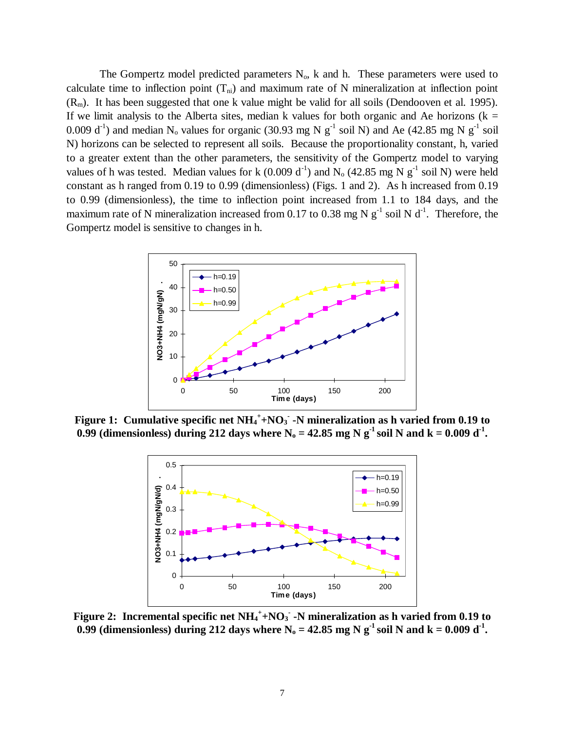The Gompertz model predicted parameters $N_o$, k and h. These parameters were used to calculate time to inflection point ($T_{ni}$) and maximum rate of N mineralization at inflection point ($R_m$). It has been suggested that one k value might be valid for all soils (Dendooven et al. 1995). If we limit analysis to the Alberta sites, median k values for both organic and Ae horizons ($k = 0.009\ d^{-1}$) and median $N_o$ values for organic ($30.93\ mg\ N\ g^{-1}$ soil N) and Ae ($42.85\ mg\ N\ g^{-1}$ soil N) horizons can be selected to represent all soils. Because the proportionality constant, h, varied to a greater extent than the other parameters, the sensitivity of the Gompertz model to varying values of h was tested. Median values for k ($0.009\ d^{-1}$) and $N_o$ ($42.85\ mg\ N\ g^{-1}$ soil N) were held constant as h ranged from 0.19 to 0.99 (dimensionless) (Figs. 1 and 2). As h increased from 0.19 to 0.99 (dimensionless), the time to inflection point increased from 1.1 to 184 days, and the maximum rate of N mineralization increased from 0.17 to 0.38 $mg\ N\ g^{-1}$ soil N $d^{-1}$. Therefore, the Gompertz model is sensitive to changes in h.

**Figure 1: Cumulative specific net $NH_4^+$+$NO_3^-$ -N mineralization as h varied from 0.19 to 0.99 (dimensionless) during 212 days where $N_o = 42.85\ mg\ N\ g^{-1}$ soil N and $k = 0.009\ d^{-1}$.**

**Figure 2: Incremental specific net $NH_4^+$+$NO_3^-$ -N mineralization as h varied from 0.19 to 0.99 (dimensionless) during 212 days where $N_o = 42.85\ mg\ N\ g^{-1}$ soil N and $k = 0.009\ d^{-1}$.**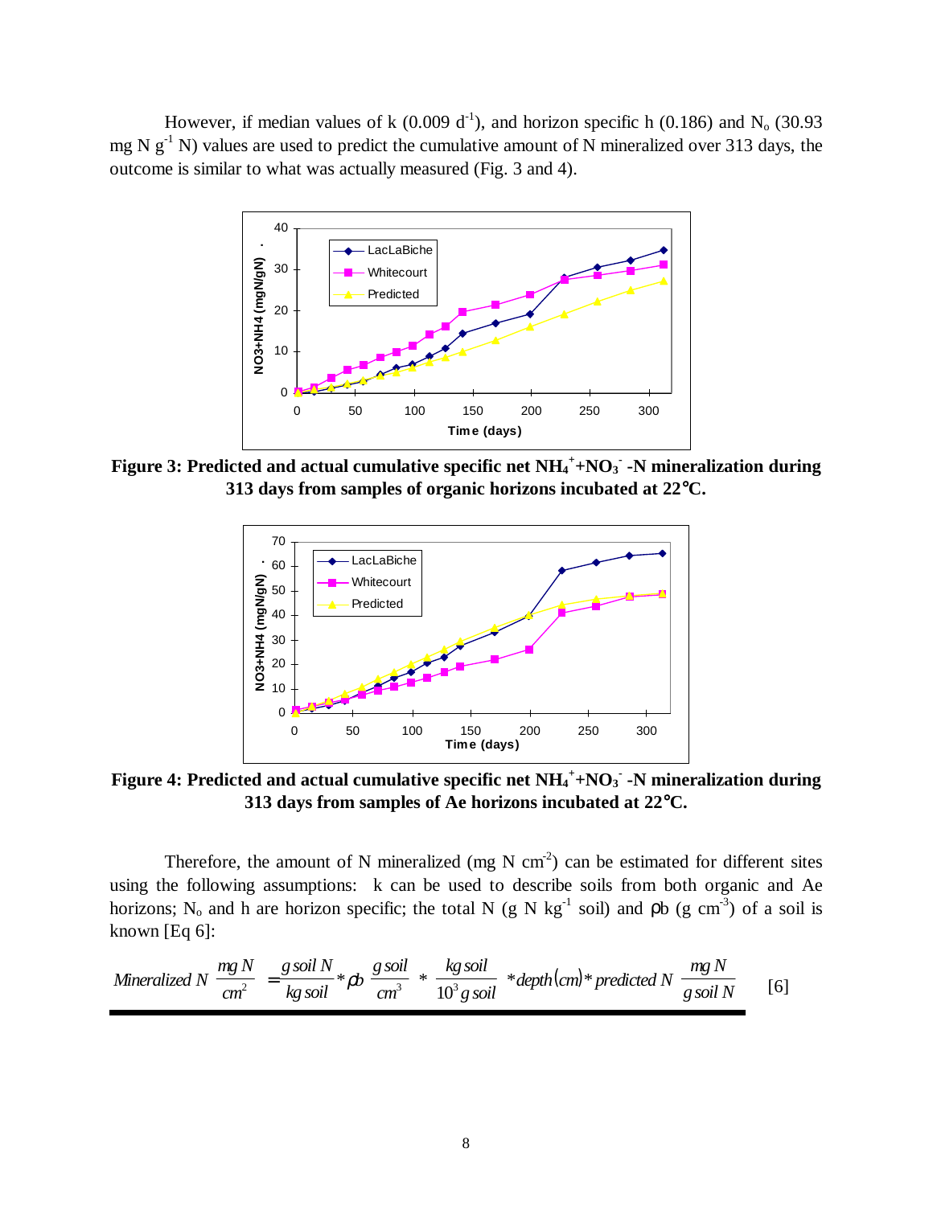However, if median values of k (0.009 $d^{-1}$), and horizon specific h (0.186) and $N_o$ (30.93 mg N $g^{-1}$ N) values are used to predict the cumulative amount of N mineralized over 313 days, the outcome is similar to what was actually measured (Fig. 3 and 4).

**Figure 3: Predicted and actual cumulative specific net $NH_4^+$+$NO_3^-$ -N mineralization during 313 days from samples of organic horizons incubated at 22°C.**

**Figure 4: Predicted and actual cumulative specific net $NH_4^+$+$NO_3^-$ -N mineralization during 313 days from samples of Ae horizons incubated at 22°C.**

Therefore, the amount of N mineralized (mg N $cm^{-2}$) can be estimated for different sites using the following assumptions: k can be used to describe soils from both organic and Ae horizons; $N_o$ and h are horizon specific; the total N (g N $kg^{-1}$ soil) and ρb (g $cm^{-3}$) of a soil is known [Eq 6]:

$$Mineralized\ N\ \frac{mg\ N}{cm^2} = \frac{g\ soil\ N}{kg\ soil} * \rho b\ \frac{g\ soil}{cm^3} * \frac{kg\ soil}{10^3\ g\ soil} * depth(cm) * predicted\ N\ \frac{mg\ N}{g\ soil\ N} \qquad [6]$$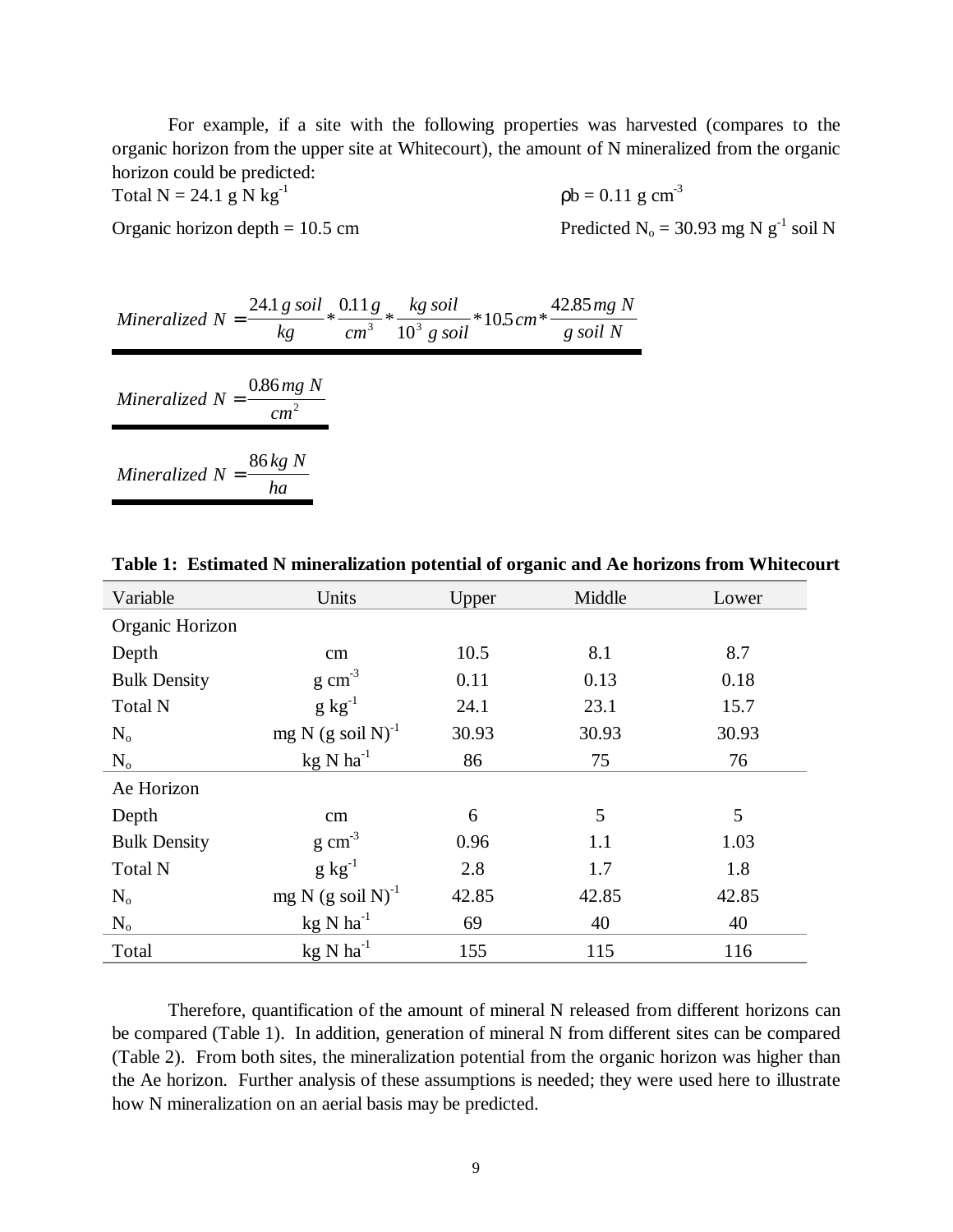For example, if a site with the following properties was harvested (compares to the organic horizon from the upper site at Whitecourt), the amount of N mineralized from the organic horizon could be predicted:

Total N = 24.1 g N $kg^{-1}$ $\rho b$ = 0.11 g $cm^{-3}$

Organic horizon depth = 10.5 cm Predicted $N_o$ = 30.93 mg N $g^{-1}$ soil N

$$Mineralized\ N = \frac{24.1\, g\ soil}{kg} * \frac{0.11\, g}{cm^3} * \frac{kg\ soil}{10^3\ g\ soil} * 10.5\, cm * \frac{42.85\, mg\ N}{g\ soil\ N}$$

$$Mineralized\ N = \frac{0.86\, mg\ N}{cm^2}$$

$$Mineralized\ N = \frac{86\, kg\ N}{ha}$$

**Table 1: Estimated N mineralization potential of organic and Ae horizons from Whitecourt**

| Variable | Units | Upper | Middle | Lower |
|---|---|---|---|---|
| Organic Horizon | | | | |
| Depth | cm | 10.5 | 8.1 | 8.7 |
| Bulk Density | g $cm^{-3}$ | 0.11 | 0.13 | 0.18 |
| Total N | g $kg^{-1}$ | 24.1 | 23.1 | 15.7 |
| $N_o$ | mg N (g soil $N)^{-1}$ | 30.93 | 30.93 | 30.93 |
| $N_o$ | kg N $ha^{-1}$ | 86 | 75 | 76 |
| Ae Horizon | | | | |
| Depth | cm | 6 | 5 | 5 |
| Bulk Density | g $cm^{-3}$ | 0.96 | 1.1 | 1.03 |
| Total N | g $kg^{-1}$ | 2.8 | 1.7 | 1.8 |
| $N_o$ | mg N (g soil $N)^{-1}$ | 42.85 | 42.85 | 42.85 |
| $N_o$ | kg N $ha^{-1}$ | 69 | 40 | 40 |
| Total | kg N $ha^{-1}$ | 155 | 115 | 116 |

Therefore, quantification of the amount of mineral N released from different horizons can be compared (Table 1). In addition, generation of mineral N from different sites can be compared (Table 2). From both sites, the mineralization potential from the organic horizon was higher than the Ae horizon. Further analysis of these assumptions is needed; they were used here to illustrate how N mineralization on an aerial basis may be predicted.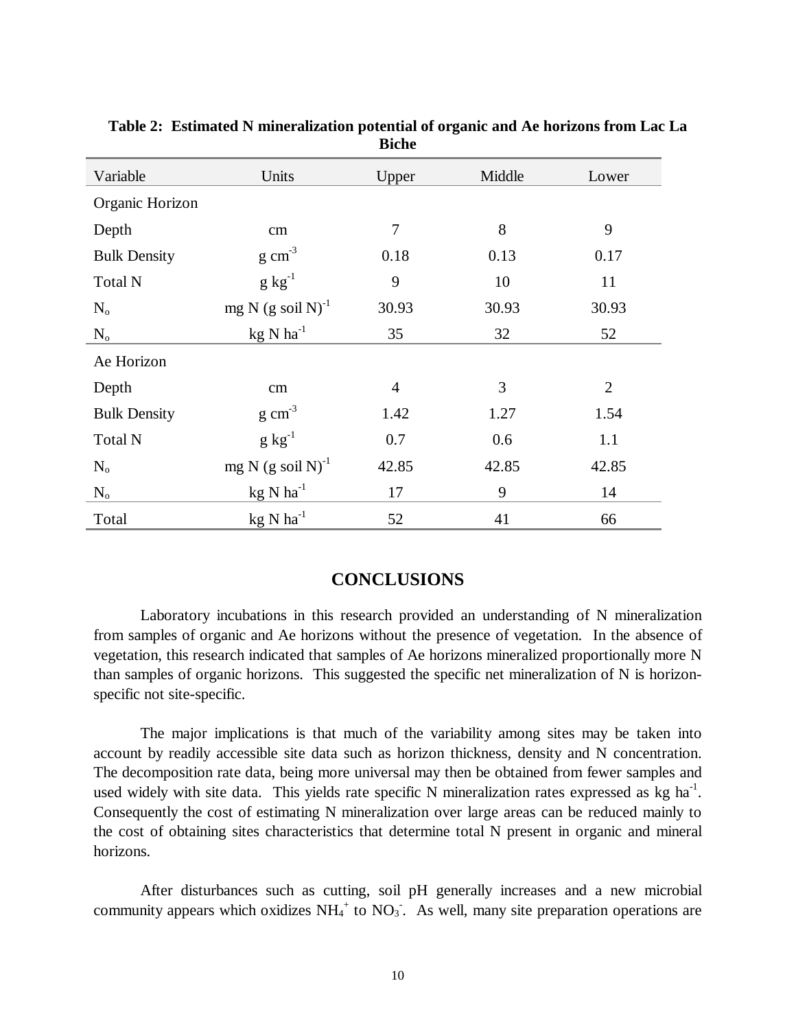**Table 2: Estimated N mineralization potential of organic and Ae horizons from Lac La Biche**

| Variable | Units | Upper | Middle | Lower |
|---|---|---|---|---|
| Organic Horizon | | | | |
| Depth | cm | 7 | 8 | 9 |
| Bulk Density | $g\ cm^{-3}$ | 0.18 | 0.13 | 0.17 |
| Total N | $g\ kg^{-1}$ | 9 | 10 | 11 |
| $N_o$ | $mg\ N\ (g\ soil\ N)^{-1}$ | 30.93 | 30.93 | 30.93 |
| $N_o$ | $kg\ N\ ha^{-1}$ | 35 | 32 | 52 |
| Ae Horizon | | | | |
| Depth | cm | 4 | 3 | 2 |
| Bulk Density | $g\ cm^{-3}$ | 1.42 | 1.27 | 1.54 |
| Total N | $g\ kg^{-1}$ | 0.7 | 0.6 | 1.1 |
| $N_o$ | $mg\ N\ (g\ soil\ N)^{-1}$ | 42.85 | 42.85 | 42.85 |
| $N_o$ | $kg\ N\ ha^{-1}$ | 17 | 9 | 14 |
| Total | $kg\ N\ ha^{-1}$ | 52 | 41 | 66 |

## CONCLUSIONS

Laboratory incubations in this research provided an understanding of N mineralization from samples of organic and Ae horizons without the presence of vegetation. In the absence of vegetation, this research indicated that samples of Ae horizons mineralized proportionally more N than samples of organic horizons. This suggested the specific net mineralization of N is horizon-specific not site-specific.

The major implications is that much of the variability among sites may be taken into account by readily accessible site data such as horizon thickness, density and N concentration. The decomposition rate data, being more universal may then be obtained from fewer samples and used widely with site data. This yields rate specific N mineralization rates expressed as kg $ha^{-1}$. Consequently the cost of estimating N mineralization over large areas can be reduced mainly to the cost of obtaining sites characteristics that determine total N present in organic and mineral horizons.

After disturbances such as cutting, soil pH generally increases and a new microbial community appears which oxidizes $NH_4^+$ to $NO_3^-$. As well, many site preparation operations are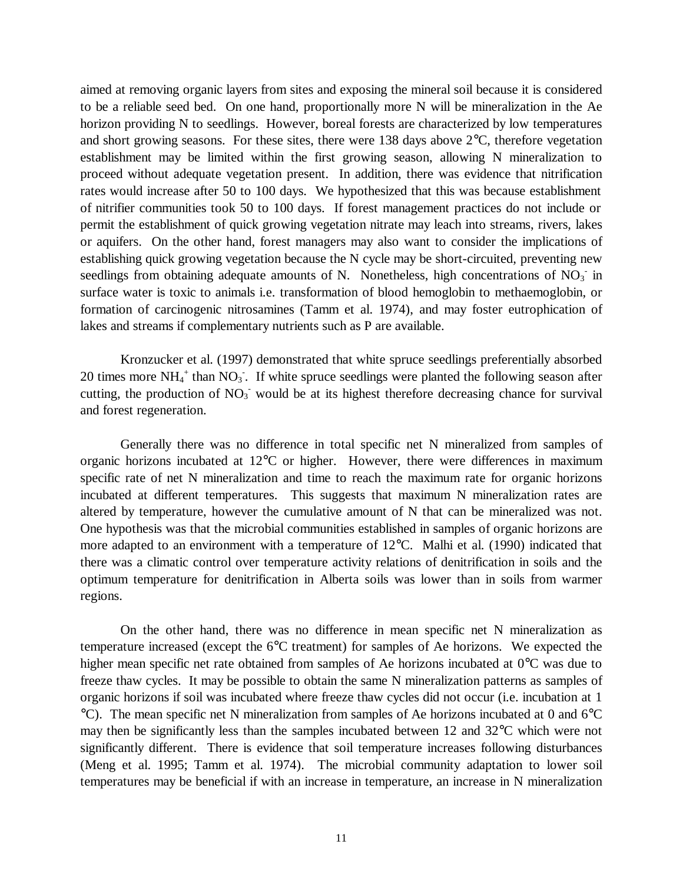aimed at removing organic layers from sites and exposing the mineral soil because it is considered to be a reliable seed bed. On one hand, proportionally more N will be mineralization in the Ae horizon providing N to seedlings. However, boreal forests are characterized by low temperatures and short growing seasons. For these sites, there were 138 days above 2°C, therefore vegetation establishment may be limited within the first growing season, allowing N mineralization to proceed without adequate vegetation present. In addition, there was evidence that nitrification rates would increase after 50 to 100 days. We hypothesized that this was because establishment of nitrifier communities took 50 to 100 days. If forest management practices do not include or permit the establishment of quick growing vegetation nitrate may leach into streams, rivers, lakes or aquifers. On the other hand, forest managers may also want to consider the implications of establishing quick growing vegetation because the N cycle may be short-circuited, preventing new seedlings from obtaining adequate amounts of N. Nonetheless, high concentrations of $NO_3^-$ in surface water is toxic to animals i.e. transformation of blood hemoglobin to methaemoglobin, or formation of carcinogenic nitrosamines (Tamm et al. 1974), and may foster eutrophication of lakes and streams if complementary nutrients such as P are available.

Kronzucker et al. (1997) demonstrated that white spruce seedlings preferentially absorbed 20 times more $NH_4^+$ than $NO_3^-$. If white spruce seedlings were planted the following season after cutting, the production of $NO_3^-$ would be at its highest therefore decreasing chance for survival and forest regeneration.

Generally there was no difference in total specific net N mineralized from samples of organic horizons incubated at 12°C or higher. However, there were differences in maximum specific rate of net N mineralization and time to reach the maximum rate for organic horizons incubated at different temperatures. This suggests that maximum N mineralization rates are altered by temperature, however the cumulative amount of N that can be mineralized was not. One hypothesis was that the microbial communities established in samples of organic horizons are more adapted to an environment with a temperature of 12°C. Malhi et al. (1990) indicated that there was a climatic control over temperature activity relations of denitrification in soils and the optimum temperature for denitrification in Alberta soils was lower than in soils from warmer regions.

On the other hand, there was no difference in mean specific net N mineralization as temperature increased (except the 6°C treatment) for samples of Ae horizons. We expected the higher mean specific net rate obtained from samples of Ae horizons incubated at 0°C was due to freeze thaw cycles. It may be possible to obtain the same N mineralization patterns as samples of organic horizons if soil was incubated where freeze thaw cycles did not occur (i.e. incubation at 1 °C). The mean specific net N mineralization from samples of Ae horizons incubated at 0 and 6°C may then be significantly less than the samples incubated between 12 and 32°C which were not significantly different. There is evidence that soil temperature increases following disturbances (Meng et al. 1995; Tamm et al. 1974). The microbial community adaptation to lower soil temperatures may be beneficial if with an increase in temperature, an increase in N mineralization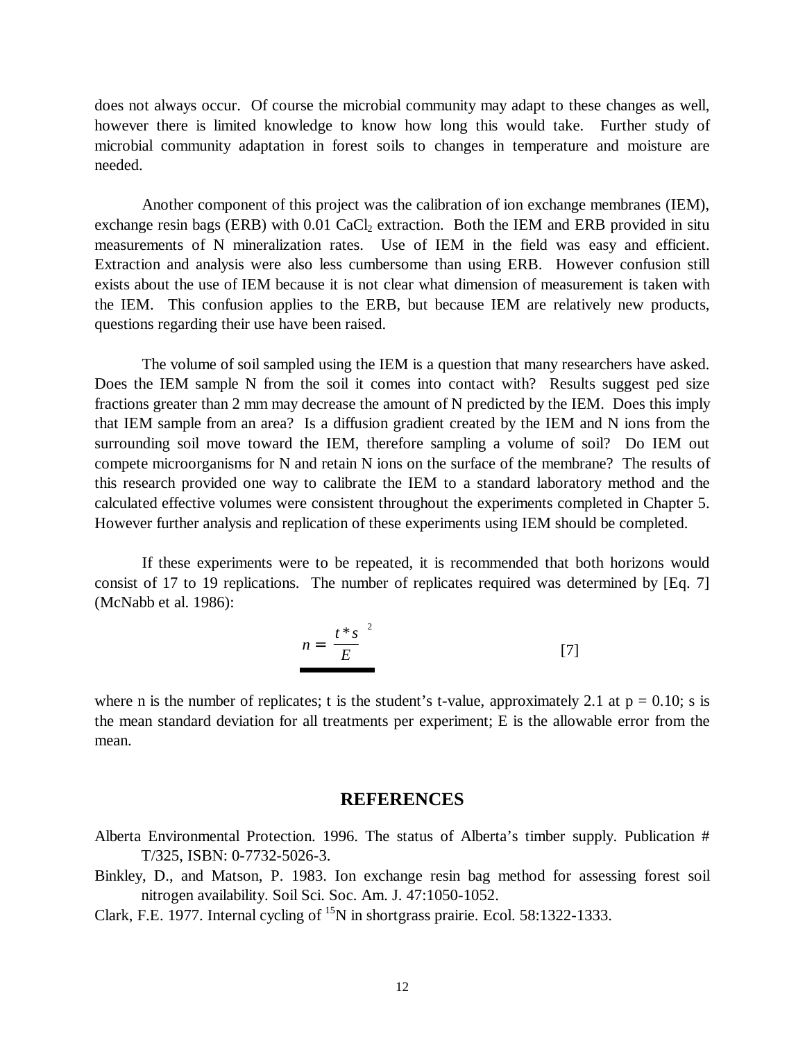does not always occur. Of course the microbial community may adapt to these changes as well, however there is limited knowledge to know how long this would take. Further study of microbial community adaptation in forest soils to changes in temperature and moisture are needed.

Another component of this project was the calibration of ion exchange membranes (IEM), exchange resin bags (ERB) with 0.01 $CaCl_2$ extraction. Both the IEM and ERB provided in situ measurements of N mineralization rates. Use of IEM in the field was easy and efficient. Extraction and analysis were also less cumbersome than using ERB. However confusion still exists about the use of IEM because it is not clear what dimension of measurement is taken with the IEM. This confusion applies to the ERB, but because IEM are relatively new products, questions regarding their use have been raised.

The volume of soil sampled using the IEM is a question that many researchers have asked. Does the IEM sample N from the soil it comes into contact with? Results suggest ped size fractions greater than 2 mm may decrease the amount of N predicted by the IEM. Does this imply that IEM sample from an area? Is a diffusion gradient created by the IEM and N ions from the surrounding soil move toward the IEM, therefore sampling a volume of soil? Do IEM out compete microorganisms for N and retain N ions on the surface of the membrane? The results of this research provided one way to calibrate the IEM to a standard laboratory method and the calculated effective volumes were consistent throughout the experiments completed in Chapter 5. However further analysis and replication of these experiments using IEM should be completed.

If these experiments were to be repeated, it is recommended that both horizons would consist of 17 to 19 replications. The number of replicates required was determined by [Eq. 7] (McNabb et al. 1986):

$$n = \left(\frac{t * s}{E}\right)^2 \qquad [7]$$

where n is the number of replicates; t is the student's t-value, approximately 2.1 at $p = 0.10$; s is the mean standard deviation for all treatments per experiment; E is the allowable error from the mean.

## REFERENCES

Alberta Environmental Protection. 1996. The status of Alberta's timber supply. Publication # T/325, ISBN: 0-7732-5026-3.

Binkley, D., and Matson, P. 1983. Ion exchange resin bag method for assessing forest soil nitrogen availability. Soil Sci. Soc. Am. J. 47:1050-1052.

Clark, F.E. 1977. Internal cycling of $^{15}N$ in shortgrass prairie. Ecol. 58:1322-1333.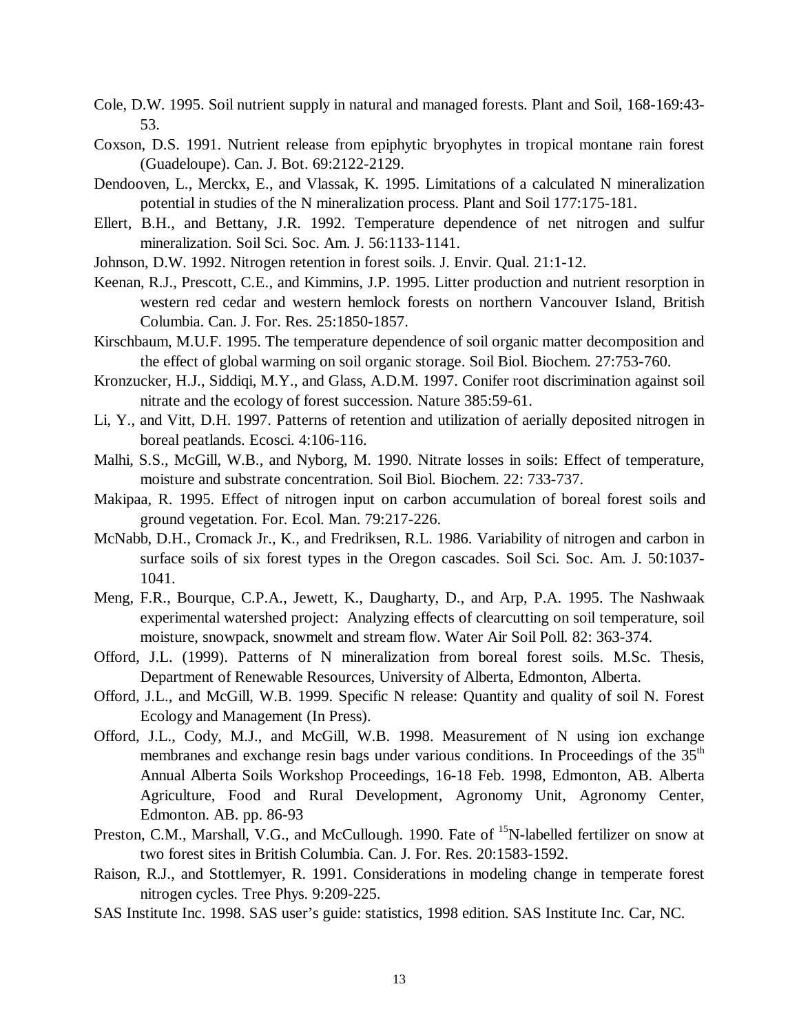Cole, D.W. 1995. Soil nutrient supply in natural and managed forests. Plant and Soil, 168-169:43-53.

Coxson, D.S. 1991. Nutrient release from epiphytic bryophytes in tropical montane rain forest (Guadeloupe). Can. J. Bot. 69:2122-2129.

Dendooven, L., Merckx, E., and Vlassak, K. 1995. Limitations of a calculated N mineralization potential in studies of the N mineralization process. Plant and Soil 177:175-181.

Ellert, B.H., and Bettany, J.R. 1992. Temperature dependence of net nitrogen and sulfur mineralization. Soil Sci. Soc. Am. J. 56:1133-1141.

Johnson, D.W. 1992. Nitrogen retention in forest soils. J. Envir. Qual. 21:1-12.

Keenan, R.J., Prescott, C.E., and Kimmins, J.P. 1995. Litter production and nutrient resorption in western red cedar and western hemlock forests on northern Vancouver Island, British Columbia. Can. J. For. Res. 25:1850-1857.

Kirschbaum, M.U.F. 1995. The temperature dependence of soil organic matter decomposition and the effect of global warming on soil organic storage. Soil Biol. Biochem. 27:753-760.

Kronzucker, H.J., Siddiqi, M.Y., and Glass, A.D.M. 1997. Conifer root discrimination against soil nitrate and the ecology of forest succession. Nature 385:59-61.

Li, Y., and Vitt, D.H. 1997. Patterns of retention and utilization of aerially deposited nitrogen in boreal peatlands. Ecosci. 4:106-116.

Malhi, S.S., McGill, W.B., and Nyborg, M. 1990. Nitrate losses in soils: Effect of temperature, moisture and substrate concentration. Soil Biol. Biochem. 22: 733-737.

Makipaa, R. 1995. Effect of nitrogen input on carbon accumulation of boreal forest soils and ground vegetation. For. Ecol. Man. 79:217-226.

McNabb, D.H., Cromack Jr., K., and Fredriksen, R.L. 1986. Variability of nitrogen and carbon in surface soils of six forest types in the Oregon cascades. Soil Sci. Soc. Am. J. 50:1037-1041.

Meng, F.R., Bourque, C.P.A., Jewett, K., Daugharty, D., and Arp, P.A. 1995. The Nashwaak experimental watershed project: Analyzing effects of clearcutting on soil temperature, soil moisture, snowpack, snowmelt and stream flow. Water Air Soil Poll. 82: 363-374.

Offord, J.L. (1999). Patterns of N mineralization from boreal forest soils. M.Sc. Thesis, Department of Renewable Resources, University of Alberta, Edmonton, Alberta.

Offord, J.L., and McGill, W.B. 1999. Specific N release: Quantity and quality of soil N. Forest Ecology and Management (In Press).

Offord, J.L., Cody, M.J., and McGill, W.B. 1998. Measurement of N using ion exchange membranes and exchange resin bags under various conditions. In Proceedings of the 35th Annual Alberta Soils Workshop Proceedings, 16-18 Feb. 1998, Edmonton, AB. Alberta Agriculture, Food and Rural Development, Agronomy Unit, Agronomy Center, Edmonton. AB. pp. 86-93

Preston, C.M., Marshall, V.G., and McCullough. 1990. Fate of $^{15}$N-labelled fertilizer on snow at two forest sites in British Columbia. Can. J. For. Res. 20:1583-1592.

Raison, R.J., and Stottlemyer, R. 1991. Considerations in modeling change in temperate forest nitrogen cycles. Tree Phys. 9:209-225.

SAS Institute Inc. 1998. SAS user's guide: statistics, 1998 edition. SAS Institute Inc. Car, NC.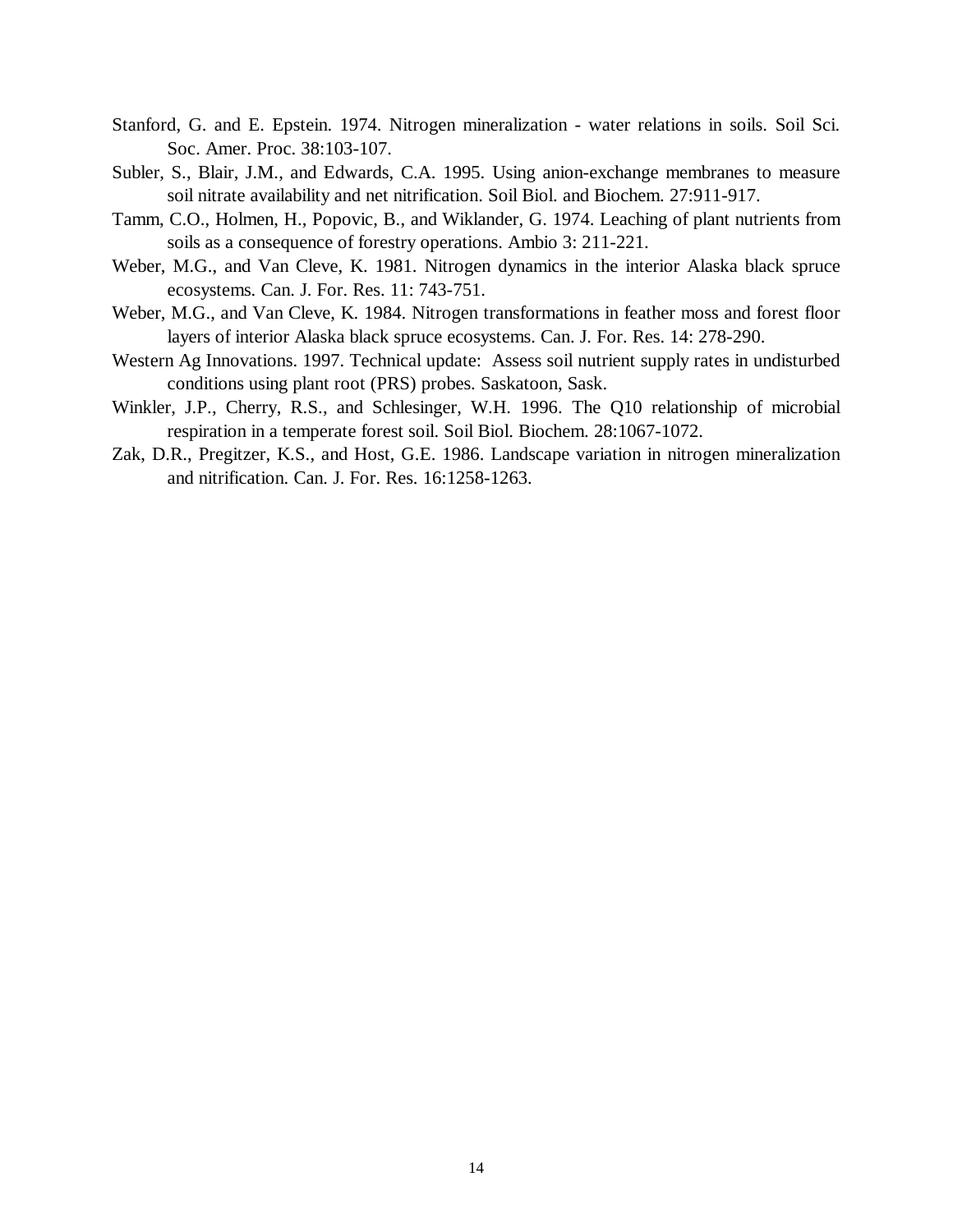Stanford, G. and E. Epstein. 1974. Nitrogen mineralization - water relations in soils. Soil Sci. Soc. Amer. Proc. 38:103-107.

Subler, S., Blair, J.M., and Edwards, C.A. 1995. Using anion-exchange membranes to measure soil nitrate availability and net nitrification. Soil Biol. and Biochem. 27:911-917.

Tamm, C.O., Holmen, H., Popovic, B., and Wiklander, G. 1974. Leaching of plant nutrients from soils as a consequence of forestry operations. Ambio 3: 211-221.

Weber, M.G., and Van Cleve, K. 1981. Nitrogen dynamics in the interior Alaska black spruce ecosystems. Can. J. For. Res. 11: 743-751.

Weber, M.G., and Van Cleve, K. 1984. Nitrogen transformations in feather moss and forest floor layers of interior Alaska black spruce ecosystems. Can. J. For. Res. 14: 278-290.

Western Ag Innovations. 1997. Technical update: Assess soil nutrient supply rates in undisturbed conditions using plant root (PRS) probes. Saskatoon, Sask.

Winkler, J.P., Cherry, R.S., and Schlesinger, W.H. 1996. The Q10 relationship of microbial respiration in a temperate forest soil. Soil Biol. Biochem. 28:1067-1072.

Zak, D.R., Pregitzer, K.S., and Host, G.E. 1986. Landscape variation in nitrogen mineralization and nitrification. Can. J. For. Res. 16:1258-1263.